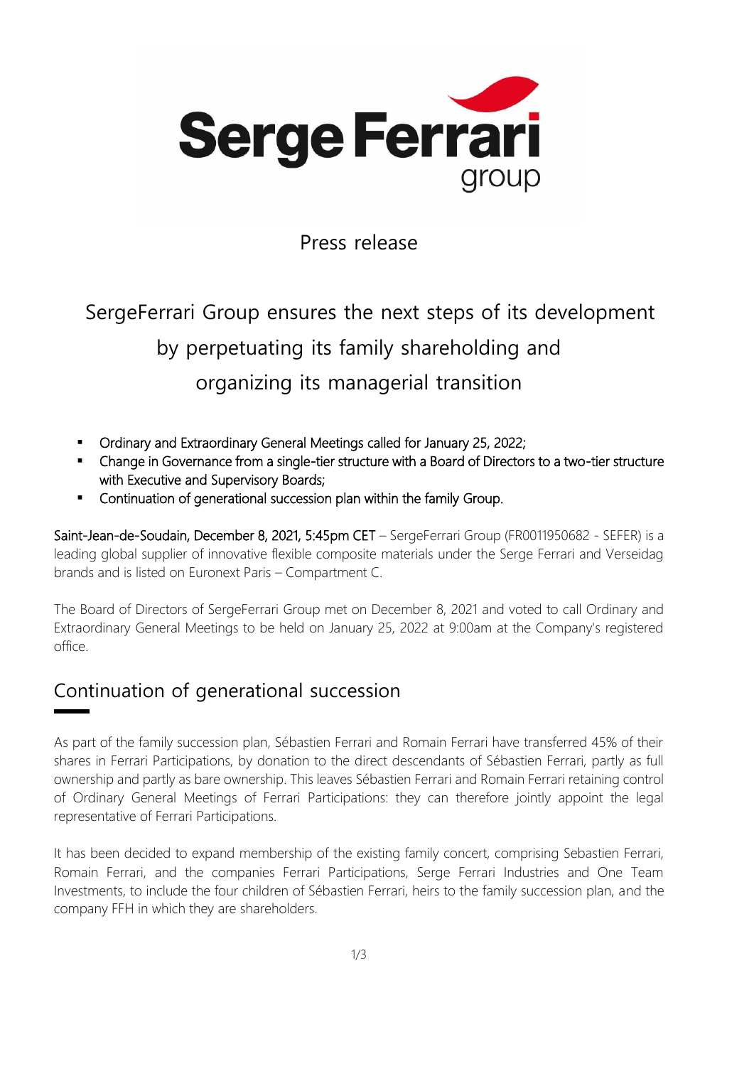Press release

# SergeFerrari Group ensures the next steps of its development by perpetuating its family shareholding and organizing its managerial transition

- Ordinary and Extraordinary General Meetings called for January 25, 2022;
- Change in Governance from a single-tier structure with a Board of Directors to a two-tier structure with Executive and Supervisory Boards;
- Continuation of generational succession plan within the family Group.

Saint-Jean-de-Soudain, December 8, 2021, 5:45pm CET – SergeFerrari Group (FR0011950682 - SEFER) is a leading global supplier of innovative flexible composite materials under the Serge Ferrari and Verseidag brands and is listed on Euronext Paris – Compartment C.

The Board of Directors of SergeFerrari Group met on December 8, 2021 and voted to call Ordinary and Extraordinary General Meetings to be held on January 25, 2022 at 9:00am at the Company's registered office.

## Continuation of generational succession

As part of the family succession plan, Sébastien Ferrari and Romain Ferrari have transferred 45% of their shares in Ferrari Participations, by donation to the direct descendants of Sébastien Ferrari, partly as full ownership and partly as bare ownership. This leaves Sébastien Ferrari and Romain Ferrari retaining control of Ordinary General Meetings of Ferrari Participations: they can therefore jointly appoint the legal representative of Ferrari Participations.

It has been decided to expand membership of the existing family concert, comprising Sebastien Ferrari, Romain Ferrari, and the companies Ferrari Participations, Serge Ferrari Industries and One Team Investments, to include the four children of Sébastien Ferrari, heirs to the family succession plan, and the company FFH in which they are shareholders.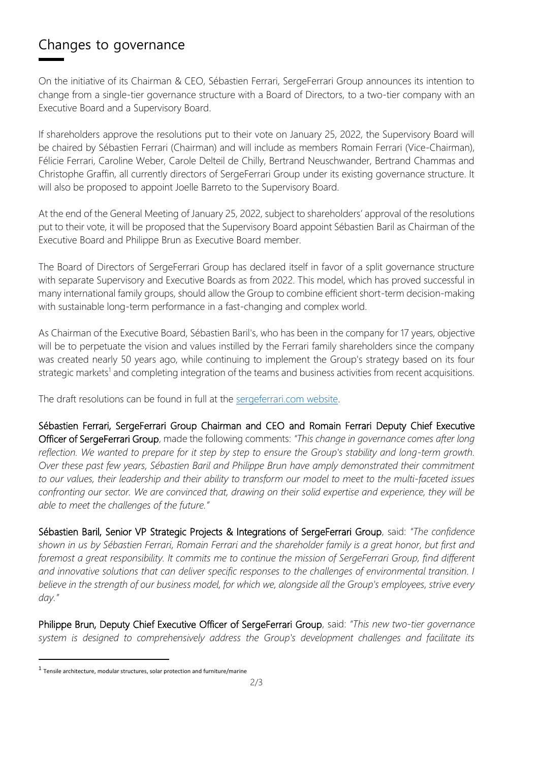## Changes to governance

On the initiative of its Chairman & CEO, Sébastien Ferrari, SergeFerrari Group announces its intention to change from a single-tier governance structure with a Board of Directors, to a two-tier company with an Executive Board and a Supervisory Board.

If shareholders approve the resolutions put to their vote on January 25, 2022, the Supervisory Board will be chaired by Sébastien Ferrari (Chairman) and will include as members Romain Ferrari (Vice-Chairman), Félicie Ferrari, Caroline Weber, Carole Delteil de Chilly, Bertrand Neuschwander, Bertrand Chammas and Christophe Graffin, all currently directors of SergeFerrari Group under its existing governance structure. It will also be proposed to appoint Joelle Barreto to the Supervisory Board.

At the end of the General Meeting of January 25, 2022, subject to shareholders' approval of the resolutions put to their vote, it will be proposed that the Supervisory Board appoint Sébastien Baril as Chairman of the Executive Board and Philippe Brun as Executive Board member.

The Board of Directors of SergeFerrari Group has declared itself in favor of a split governance structure with separate Supervisory and Executive Boards as from 2022. This model, which has proved successful in many international family groups, should allow the Group to combine efficient short-term decision-making with sustainable long-term performance in a fast-changing and complex world.

As Chairman of the Executive Board, Sébastien Baril's, who has been in the company for 17 years, objective will be to perpetuate the vision and values instilled by the Ferrari family shareholders since the company was created nearly 50 years ago, while continuing to implement the Group's strategy based on its four strategic markets[1] and completing integration of the teams and business activities from recent acquisitions.

The draft resolutions can be found in full at the sergeferrari.com website.

**Sébastien Ferrari, SergeFerrari Group Chairman and CEO and Romain Ferrari Deputy Chief Executive Officer of SergeFerrari Group**, made the following comments: *"This change in governance comes after long reflection. We wanted to prepare for it step by step to ensure the Group's stability and long-term growth. Over these past few years, Sébastien Baril and Philippe Brun have amply demonstrated their commitment to our values, their leadership and their ability to transform our model to meet to the multi-faceted issues confronting our sector. We are convinced that, drawing on their solid expertise and experience, they will be able to meet the challenges of the future."*

**Sébastien Baril, Senior VP Strategic Projects & Integrations of SergeFerrari Group**, said: *"The confidence shown in us by Sébastien Ferrari, Romain Ferrari and the shareholder family is a great honor, but first and foremost a great responsibility. It commits me to continue the mission of SergeFerrari Group, find different and innovative solutions that can deliver specific responses to the challenges of environmental transition. I believe in the strength of our business model, for which we, alongside all the Group's employees, strive every day."*

**Philippe Brun, Deputy Chief Executive Officer of SergeFerrari Group**, said: *"This new two-tier governance system is designed to comprehensively address the Group's development challenges and facilitate its*

[1] Tensile architecture, modular structures, solar protection and furniture/marine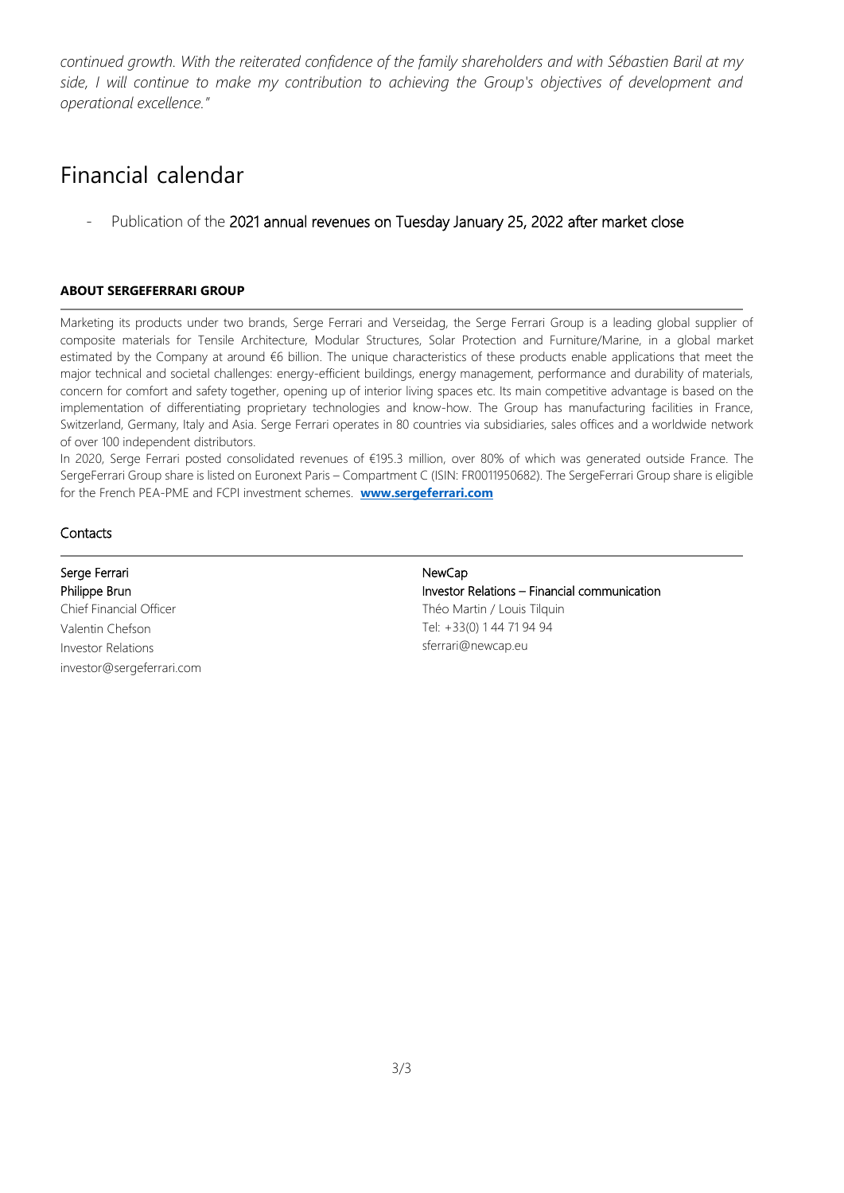*continued growth. With the reiterated confidence of the family shareholders and with Sébastien Baril at my side, I will continue to make my contribution to achieving the Group's objectives of development and operational excellence."*

# Financial calendar

- Publication of the 2021 annual revenues on Tuesday January 25, 2022 after market close

**ABOUT SERGEFERRARI GROUP**

Marketing its products under two brands, Serge Ferrari and Verseidag, the Serge Ferrari Group is a leading global supplier of composite materials for Tensile Architecture, Modular Structures, Solar Protection and Furniture/Marine, in a global market estimated by the Company at around €6 billion. The unique characteristics of these products enable applications that meet the major technical and societal challenges: energy-efficient buildings, energy management, performance and durability of materials, concern for comfort and safety together, opening up of interior living spaces etc. Its main competitive advantage is based on the implementation of differentiating proprietary technologies and know-how. The Group has manufacturing facilities in France, Switzerland, Germany, Italy and Asia. Serge Ferrari operates in 80 countries via subsidiaries, sales offices and a worldwide network of over 100 independent distributors.

In 2020, Serge Ferrari posted consolidated revenues of €195.3 million, over 80% of which was generated outside France. The SergeFerrari Group share is listed on Euronext Paris – Compartment C (ISIN: FR0011950682). The SergeFerrari Group share is eligible for the French PEA-PME and FCPI investment schemes. **www.sergeferrari.com**

## Contacts

Serge Ferrari
Philippe Brun
Chief Financial Officer
Valentin Chefson
Investor Relations
investor@sergeferrari.com

NewCap
Investor Relations – Financial communication
Théo Martin / Louis Tilquin
Tel: +33(0) 1 44 71 94 94
sferrari@newcap.eu